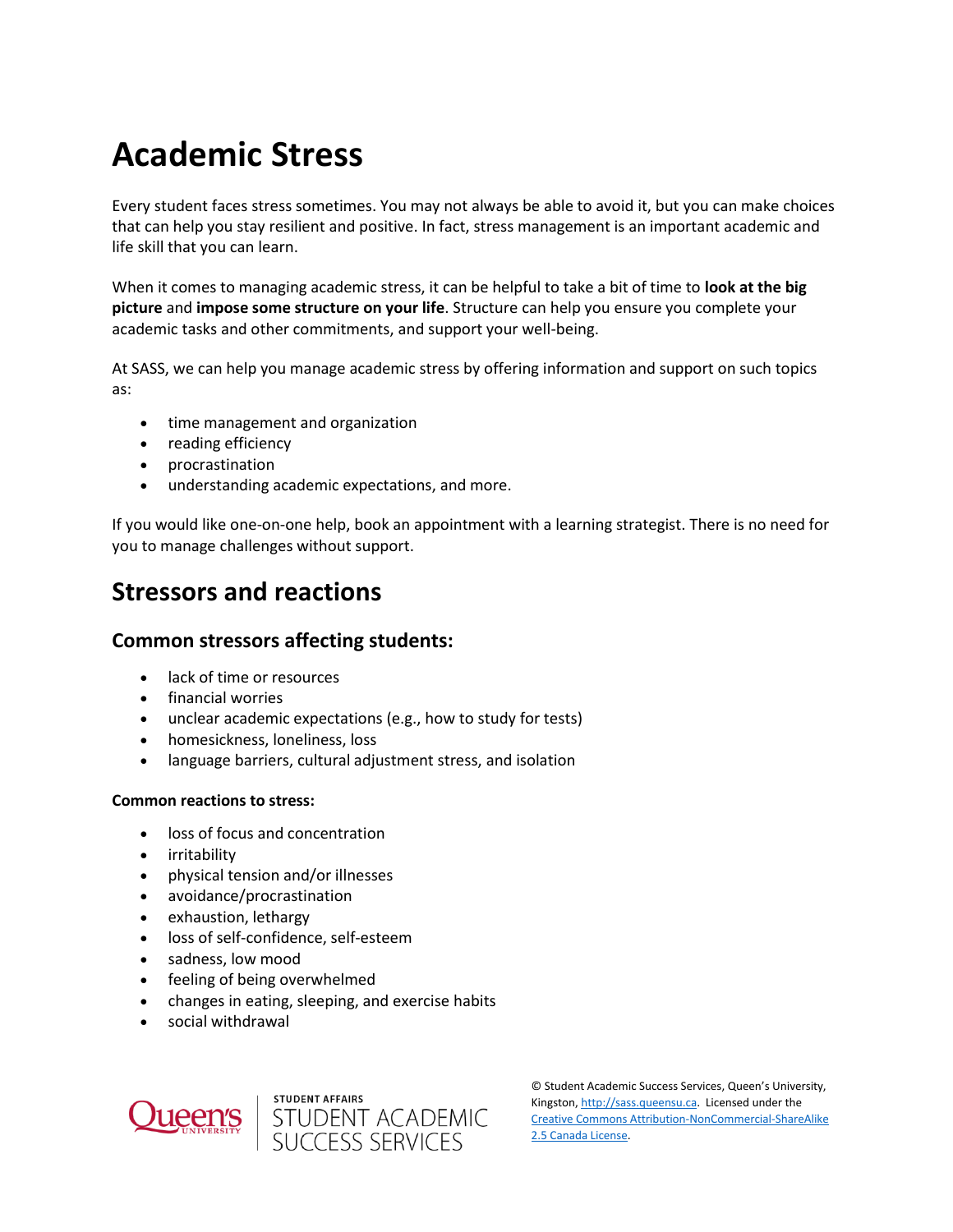# Academic Stress

Every student faces stress sometimes. You may not always be able to avoid it, but you can make choices that can help you stay resilient and positive. In fact, stress management is an important academic and life skill that you can learn.

When it comes to managing academic stress, it can be helpful to take a bit of time to **look at the big picture** and **impose some structure on your life**. Structure can help you ensure you complete your academic tasks and other commitments, and support your well-being.

At SASS, we can help you manage academic stress by offering information and support on such topics as:

- time management and organization
- reading efficiency
- procrastination
- understanding academic expectations, and more.

If you would like one-on-one help, book an appointment with a learning strategist. There is no need for you to manage challenges without support.

## Stressors and reactions

### Common stressors affecting students:

- lack of time or resources
- financial worries
- unclear academic expectations (e.g., how to study for tests)
- homesickness, loneliness, loss
- language barriers, cultural adjustment stress, and isolation

#### Common reactions to stress:

- loss of focus and concentration
- irritability
- physical tension and/or illnesses
- avoidance/procrastination
- exhaustion, lethargy
- loss of self-confidence, self-esteem
- sadness, low mood
- feeling of being overwhelmed
- changes in eating, sleeping, and exercise habits
- social withdrawal

Queen's University | STUDENT AFFAIRS STUDENT ACADEMIC SUCCESS SERVICES

© Student Academic Success Services, Queen's University, Kingston, http://sass.queensu.ca. Licensed under the Creative Commons Attribution-NonCommercial-ShareAlike 2.5 Canada License.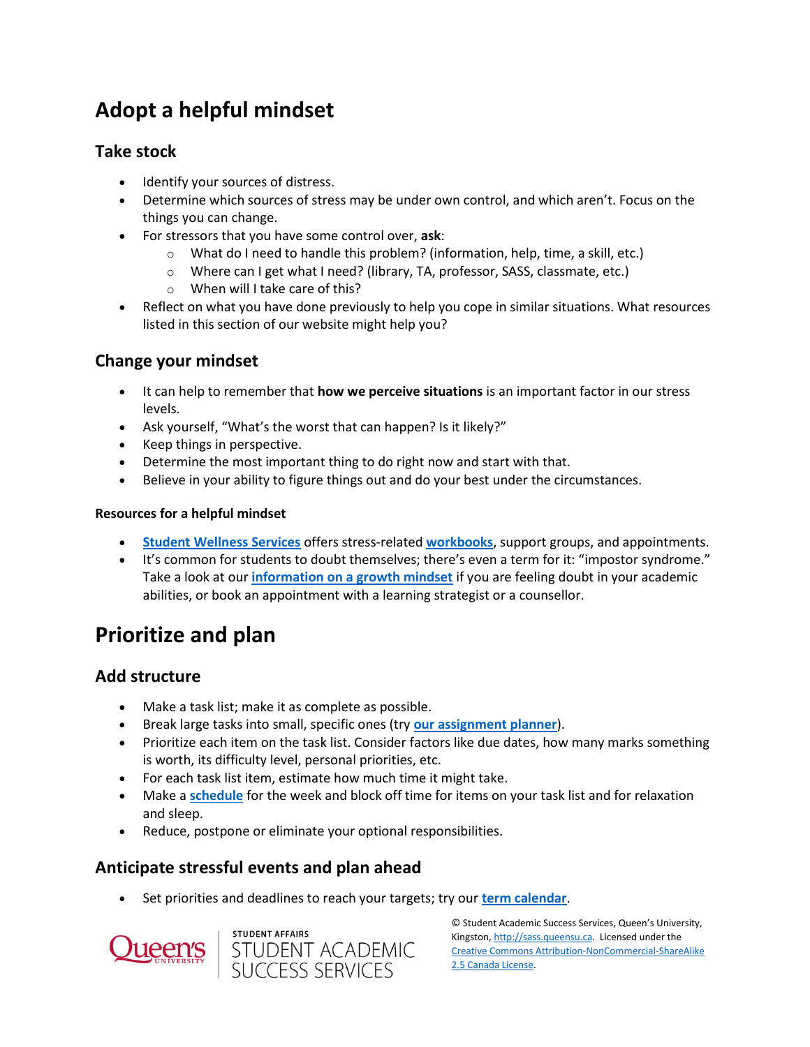# Adopt a helpful mindset

## Take stock

- Identify your sources of distress.
- Determine which sources of stress may be under own control, and which aren't. Focus on the things you can change.
- For stressors that you have some control over, **ask**:
    - What do I need to handle this problem? (information, help, time, a skill, etc.)
    - Where can I get what I need? (library, TA, professor, SASS, classmate, etc.)
    - When will I take care of this?
- Reflect on what you have done previously to help you cope in similar situations. What resources listed in this section of our website might help you?

## Change your mindset

- It can help to remember that **how we perceive situations** is an important factor in our stress levels.
- Ask yourself, "What's the worst that can happen? Is it likely?"
- Keep things in perspective.
- Determine the most important thing to do right now and start with that.
- Believe in your ability to figure things out and do your best under the circumstances.

### Resources for a helpful mindset

- **Student Wellness Services** offers stress-related **workbooks**, support groups, and appointments.
- It's common for students to doubt themselves; there's even a term for it: "impostor syndrome." Take a look at our **information on a growth mindset** if you are feeling doubt in your academic abilities, or book an appointment with a learning strategist or a counsellor.

# Prioritize and plan

## Add structure

- Make a task list; make it as complete as possible.
- Break large tasks into small, specific ones (try **our assignment planner**).
- Prioritize each item on the task list. Consider factors like due dates, how many marks something is worth, its difficulty level, personal priorities, etc.
- For each task list item, estimate how much time it might take.
- Make a **schedule** for the week and block off time for items on your task list and for relaxation and sleep.
- Reduce, postpone or eliminate your optional responsibilities.

## Anticipate stressful events and plan ahead

- Set priorities and deadlines to reach your targets; try our **term calendar**.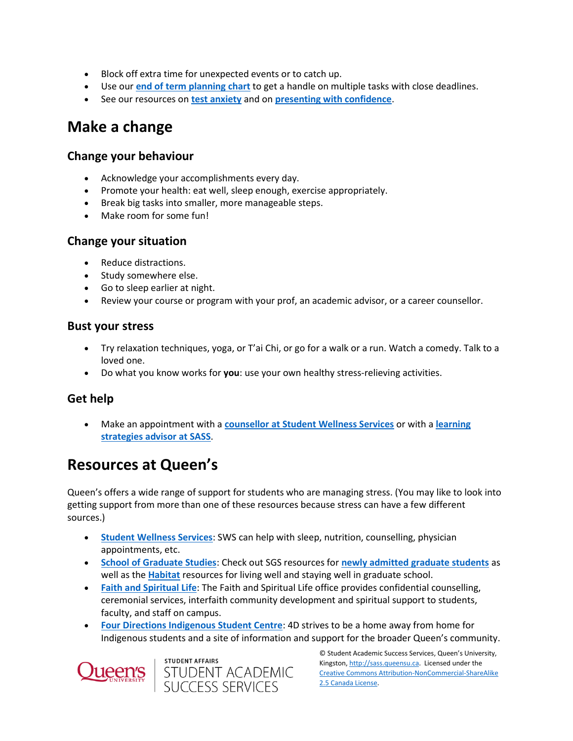- Block off extra time for unexpected events or to catch up.
- Use our **end of term planning chart** to get a handle on multiple tasks with close deadlines.
- See our resources on **test anxiety** and on **presenting with confidence**.

## Make a change

### Change your behaviour

- Acknowledge your accomplishments every day.
- Promote your health: eat well, sleep enough, exercise appropriately.
- Break big tasks into smaller, more manageable steps.
- Make room for some fun!

### Change your situation

- Reduce distractions.
- Study somewhere else.
- Go to sleep earlier at night.
- Review your course or program with your prof, an academic advisor, or a career counsellor.

### Bust your stress

- Try relaxation techniques, yoga, or T'ai Chi, or go for a walk or a run. Watch a comedy. Talk to a loved one.
- Do what you know works for **you**: use your own healthy stress-relieving activities.

### Get help

- Make an appointment with a **counsellor at Student Wellness Services** or with a **learning strategies advisor at SASS**.

## Resources at Queen's

Queen's offers a wide range of support for students who are managing stress. (You may like to look into getting support from more than one of these resources because stress can have a few different sources.)

- **Student Wellness Services**: SWS can help with sleep, nutrition, counselling, physician appointments, etc.
- **School of Graduate Studies**: Check out SGS resources for **newly admitted graduate students** as well as the **Habitat** resources for living well and staying well in graduate school.
- **Faith and Spiritual Life**: The Faith and Spiritual Life office provides confidential counselling, ceremonial services, interfaith community development and spiritual support to students, faculty, and staff on campus.
- **Four Directions Indigenous Student Centre**: 4D strives to be a home away from home for Indigenous students and a site of information and support for the broader Queen's community.

© Student Academic Success Services, Queen's University, Kingston, http://sass.queensu.ca. Licensed under the Creative Commons Attribution-NonCommercial-ShareAlike 2.5 Canada License.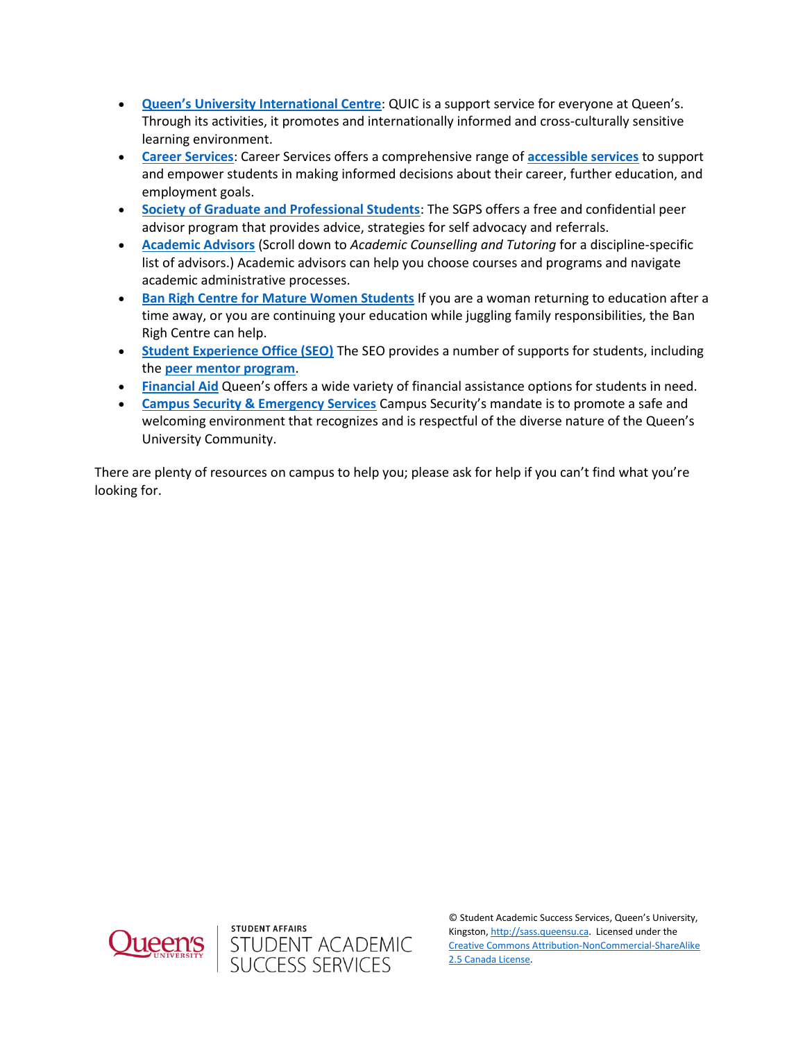- **Queen's University International Centre**: QUIC is a support service for everyone at Queen's. Through its activities, it promotes and internationally informed and cross-culturally sensitive learning environment.
- **Career Services**: Career Services offers a comprehensive range of **accessible services** to support and empower students in making informed decisions about their career, further education, and employment goals.
- **Society of Graduate and Professional Students**: The SGPS offers a free and confidential peer advisor program that provides advice, strategies for self advocacy and referrals.
- **Academic Advisors** (Scroll down to *Academic Counselling and Tutoring* for a discipline-specific list of advisors.) Academic advisors can help you choose courses and programs and navigate academic administrative processes.
- **Ban Righ Centre for Mature Women Students** If you are a woman returning to education after a time away, or you are continuing your education while juggling family responsibilities, the Ban Righ Centre can help.
- **Student Experience Office (SEO)** The SEO provides a number of supports for students, including the **peer mentor program**.
- **Financial Aid** Queen's offers a wide variety of financial assistance options for students in need.
- **Campus Security & Emergency Services** Campus Security's mandate is to promote a safe and welcoming environment that recognizes and is respectful of the diverse nature of the Queen's University Community.

There are plenty of resources on campus to help you; please ask for help if you can't find what you're looking for.

Queen's University | STUDENT AFFAIRS STUDENT ACADEMIC SUCCESS SERVICES

© Student Academic Success Services, Queen's University, Kingston, http://sass.queensu.ca. Licensed under the Creative Commons Attribution-NonCommercial-ShareAlike 2.5 Canada License.